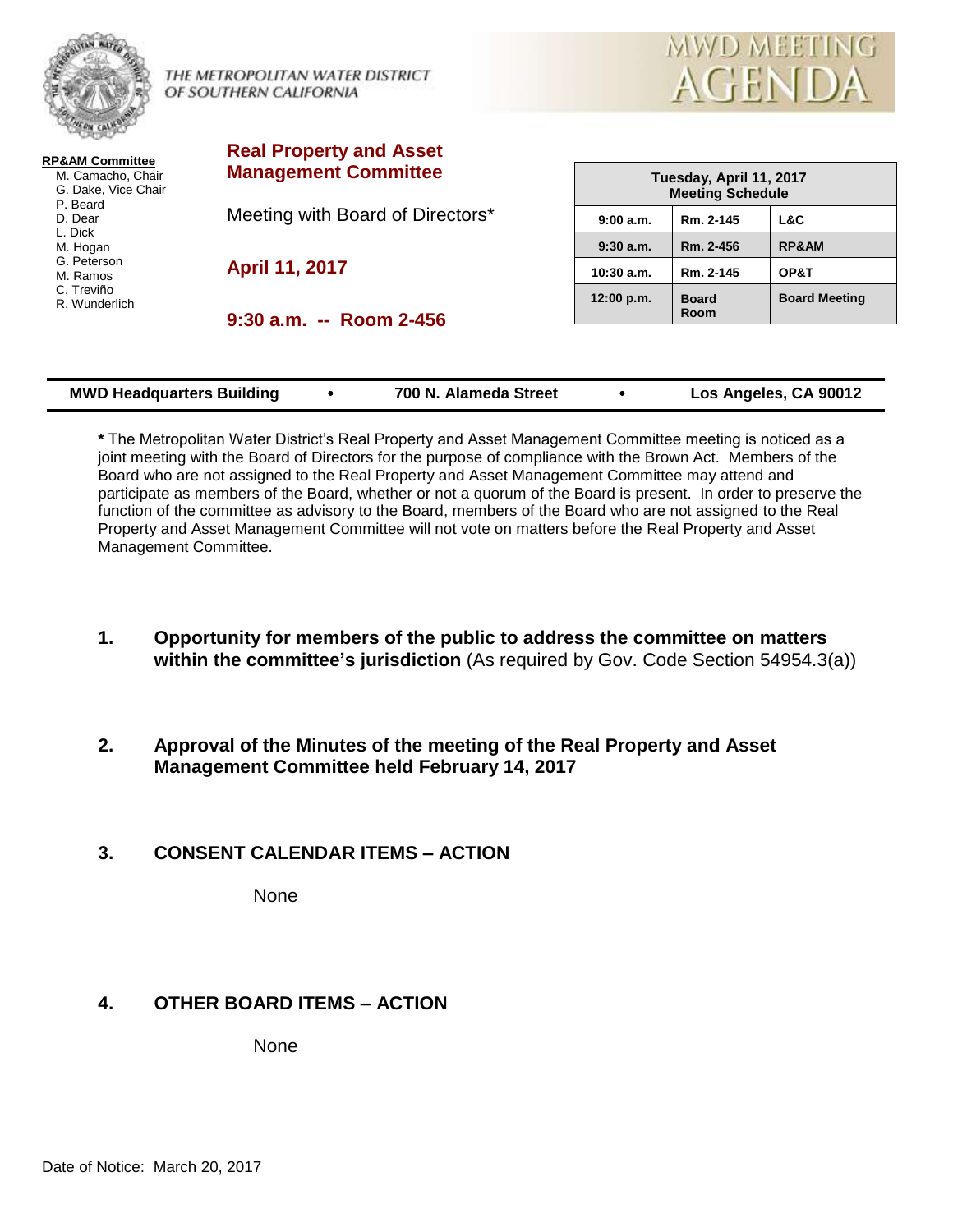THE METROPOLITAN WATER DISTRICT OF SOUTHERN CALIFORNIA

# MWD MEETING AGENDA

**RP&AM Committee**

- M. Camacho, Chair
- G. Dake, Vice Chair
- P. Beard
- D. Dear
- L. Dick
- M. Hogan
- G. Peterson
- M. Ramos
- C. Treviño
- R. Wunderlich

## Real Property and Asset Management Committee

Meeting with Board of Directors*

**April 11, 2017**

**9:30 a.m. -- Room 2-456**

| Tuesday, April 11, 2017 Meeting Schedule | | |
|---|---|---|
| 9:00 a.m. | Rm. 2-145 | L&C |
| 9:30 a.m. | Rm. 2-456 | RP&AM |
| 10:30 a.m. | Rm. 2-145 | OP&T |
| 12:00 p.m. | Board Room | Board Meeting |

**MWD Headquarters Building • 700 N. Alameda Street • Los Angeles, CA 90012**

**\*** The Metropolitan Water District's Real Property and Asset Management Committee meeting is noticed as a joint meeting with the Board of Directors for the purpose of compliance with the Brown Act. Members of the Board who are not assigned to the Real Property and Asset Management Committee may attend and participate as members of the Board, whether or not a quorum of the Board is present. In order to preserve the function of the committee as advisory to the Board, members of the Board who are not assigned to the Real Property and Asset Management Committee will not vote on matters before the Real Property and Asset Management Committee.

1. **Opportunity for members of the public to address the committee on matters within the committee's jurisdiction** (As required by Gov. Code Section 54954.3(a))

2. **Approval of the Minutes of the meeting of the Real Property and Asset Management Committee held February 14, 2017**

3. **CONSENT CALENDAR ITEMS – ACTION**

   None

4. **OTHER BOARD ITEMS – ACTION**

   None

Date of Notice: March 20, 2017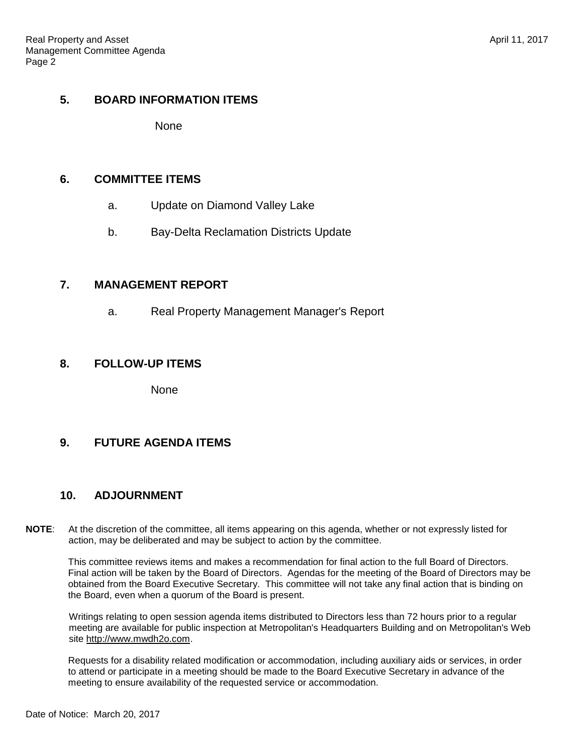## 5. BOARD INFORMATION ITEMS

None

## 6. COMMITTEE ITEMS

a. Update on Diamond Valley Lake

b. Bay-Delta Reclamation Districts Update

## 7. MANAGEMENT REPORT

a. Real Property Management Manager's Report

## 8. FOLLOW-UP ITEMS

None

## 9. FUTURE AGENDA ITEMS

## 10. ADJOURNMENT

**NOTE**: At the discretion of the committee, all items appearing on this agenda, whether or not expressly listed for action, may be deliberated and may be subject to action by the committee.

This committee reviews items and makes a recommendation for final action to the full Board of Directors. Final action will be taken by the Board of Directors. Agendas for the meeting of the Board of Directors may be obtained from the Board Executive Secretary. This committee will not take any final action that is binding on the Board, even when a quorum of the Board is present.

Writings relating to open session agenda items distributed to Directors less than 72 hours prior to a regular meeting are available for public inspection at Metropolitan's Headquarters Building and on Metropolitan's Web site http://www.mwdh2o.com.

Requests for a disability related modification or accommodation, including auxiliary aids or services, in order to attend or participate in a meeting should be made to the Board Executive Secretary in advance of the meeting to ensure availability of the requested service or accommodation.

Date of Notice: March 20, 2017